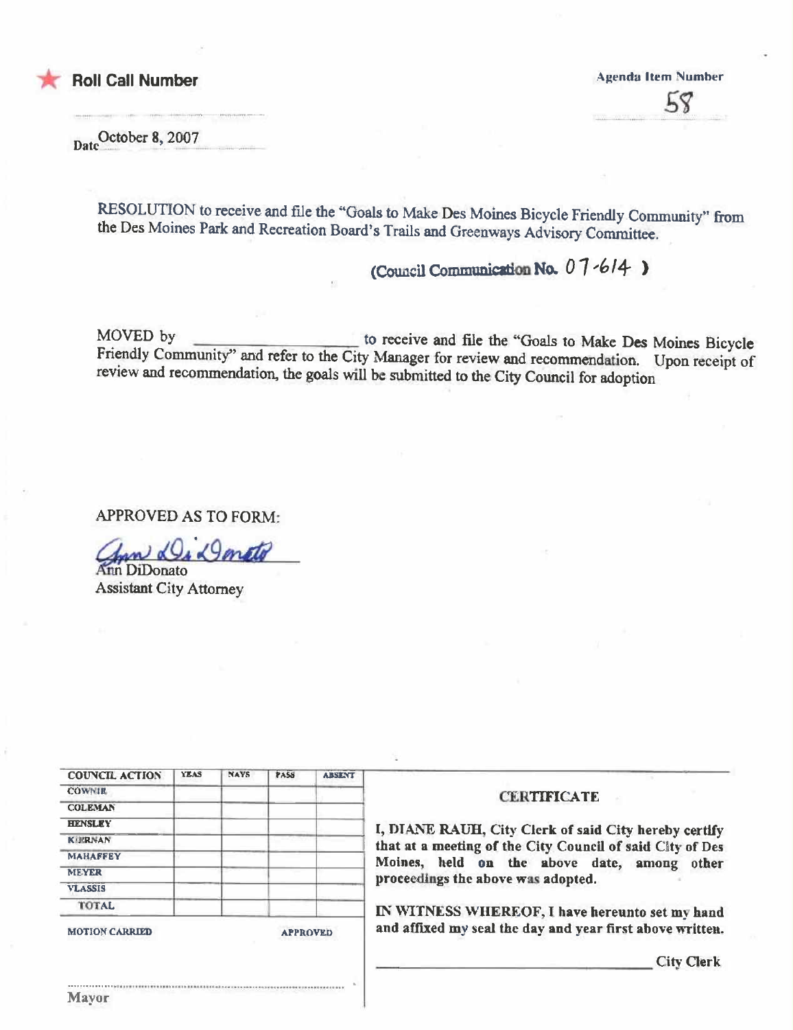★ **Roll Call Number**

**Agenda Item Number**

58

Date October 8, 2007

RESOLUTION to receive and file the "Goals to Make Des Moines Bicycle Friendly Community" from the Des Moines Park and Recreation Board's Trails and Greenways Advisory Committee.

**(Council Communication No. 07-614 )**

MOVED by \_\_\_\_\_\_\_\_\_\_\_\_\_\_\_\_\_\_ to receive and file the "Goals to Make Des Moines Bicycle Friendly Community" and refer to the City Manager for review and recommendation. Upon receipt of review and recommendation, the goals will be submitted to the City Council for adoption

APPROVED AS TO FORM:

Ann DiDonato
Assistant City Attorney

| COUNCIL ACTION | YEAS | NAYS | PASS | ABSENT |
|---|---|---|---|---|
| COWNIE | | | | |
| COLEMAN | | | | |
| HENSLEY | | | | |
| KIERNAN | | | | |
| MAHAFFEY | | | | |
| MEYER | | | | |
| VLASSIS | | | | |
| TOTAL | | | | |

MOTION CARRIED APPROVED

Mayor

**CERTIFICATE**

**I, DIANE RAUH, City Clerk of said City hereby certify that at a meeting of the City Council of said City of Des Moines, held on the above date, among other proceedings the above was adopted.**

**IN WITNESS WHEREOF, I have hereunto set my hand and affixed my seal the day and year first above written.**

\_\_\_\_\_\_\_\_\_\_\_\_\_\_\_\_\_\_\_\_\_\_ **City Clerk**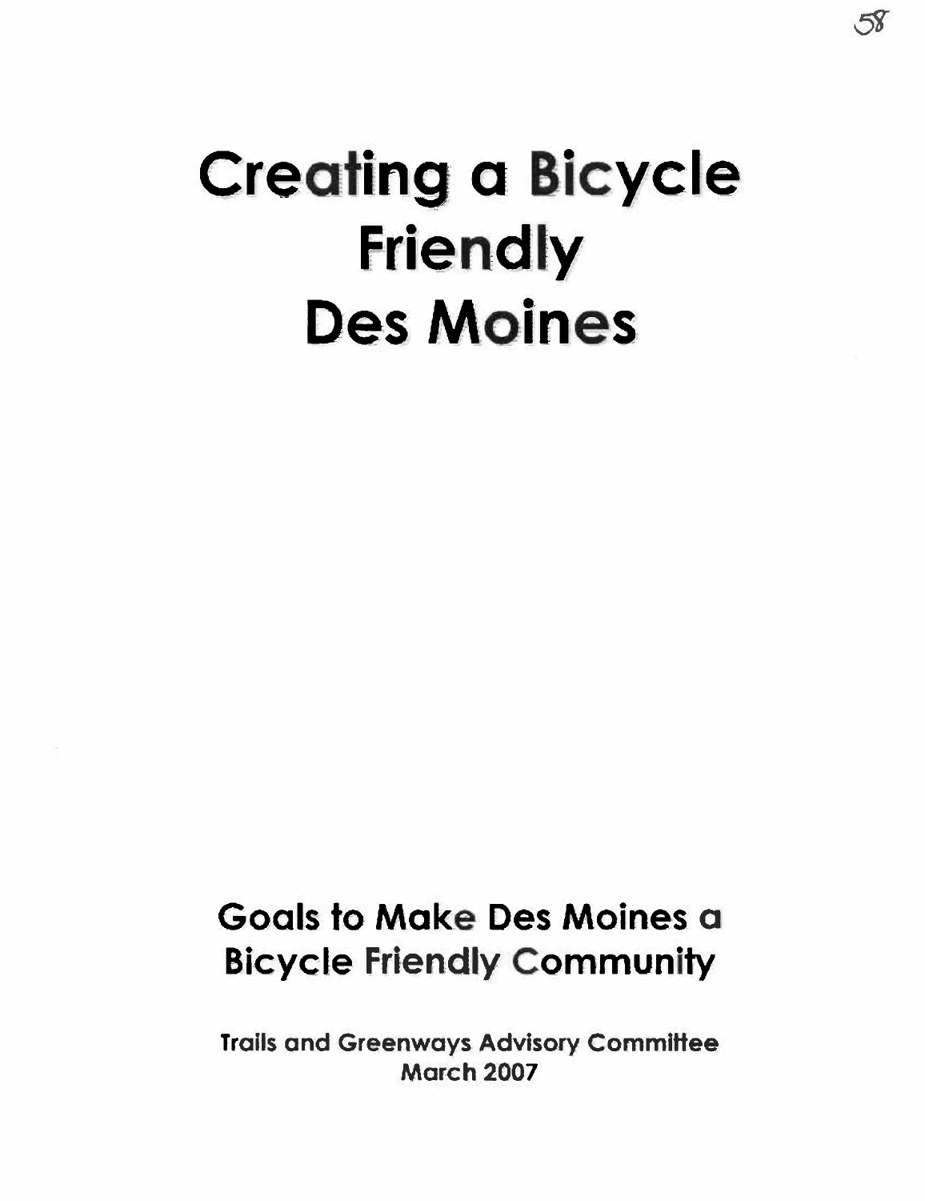# Creating a Bicycle Friendly Des Moines

## Goals to Make Des Moines a Bicycle Friendly Community

**Trails and Greenways Advisory Committee**
**March 2007**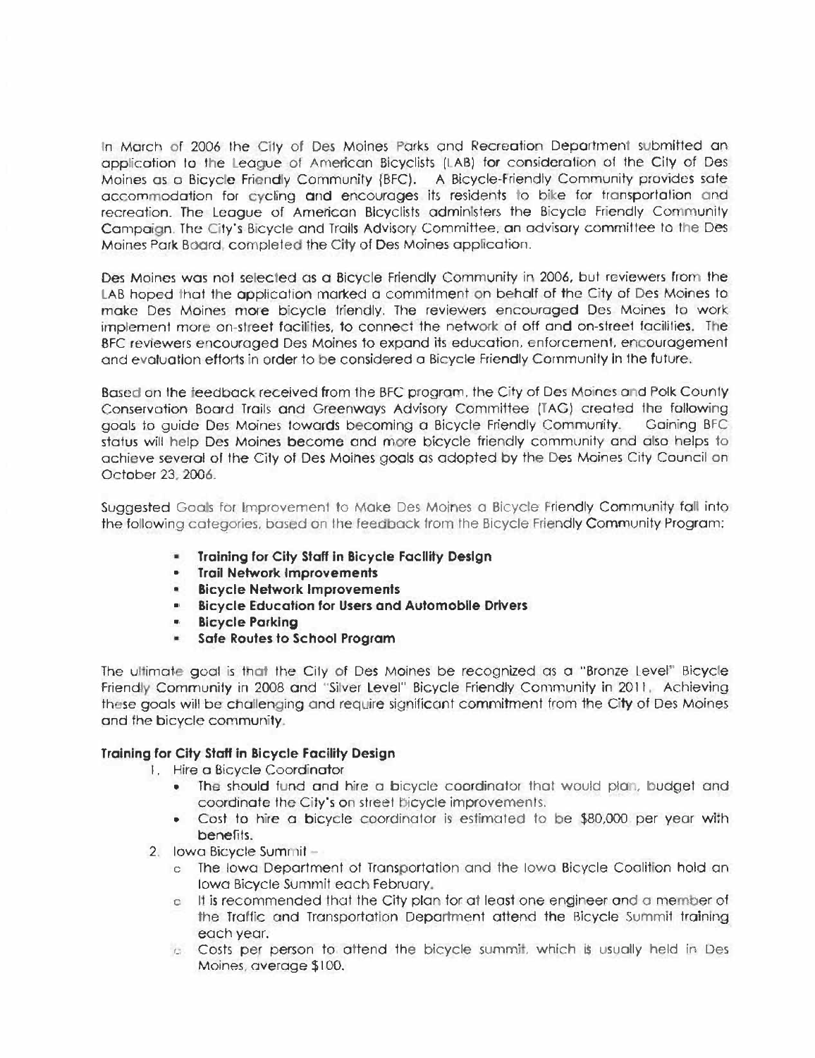In March of 2006 the City of Des Moines Parks and Recreation Department submitted an application to the League of American Bicyclists (LAB) for consideration of the City of Des Moines as a Bicycle Friendly Community (BFC). A Bicycle-Friendly Community provides safe accommodation for cycling and encourages its residents to bike for transportation and recreation. The League of American Bicyclists administers the Bicycle Friendly Community Campaign. The City's Bicycle and Trails Advisory Committee, an advisory committee to the Des Moines Park Board, completed the City of Des Moines application.

Des Moines was not selected as a Bicycle Friendly Community in 2006, but reviewers from the LAB hoped that the application marked a commitment on behalf of the City of Des Moines to make Des Moines more bicycle friendly. The reviewers encouraged Des Moines to work implement more on-street facilities, to connect the network of off and on-street facilities. The BFC reviewers encouraged Des Moines to expand its education, enforcement, encouragement and evaluation efforts in order to be considered a Bicycle Friendly Community in the future.

Based on the feedback received from the BFC program, the City of Des Moines and Polk County Conservation Board Trails and Greenways Advisory Committee (TAG) created the following goals to guide Des Moines towards becoming a Bicycle Friendly Community. Gaining BFC status will help Des Moines become and more bicycle friendly community and also helps to achieve several of the City of Des Moines goals as adopted by the Des Moines City Council on October 23, 2006.

Suggested Goals for Improvement to Make Des Moines a Bicycle Friendly Community fall into the following categories, based on the feedback from the Bicycle Friendly Community Program:

- **Training for City Staff in Bicycle Facility Design**
- **Trail Network Improvements**
- **Bicycle Network Improvements**
- **Bicycle Education for Users and Automobile Drivers**
- **Bicycle Parking**
- **Safe Routes to School Program**

The ultimate goal is that the City of Des Moines be recognized as a "Bronze Level" Bicycle Friendly Community in 2008 and "Silver Level" Bicycle Friendly Community in 2011. Achieving these goals will be challenging and require significant commitment from the City of Des Moines and the bicycle community.

**Training for City Staff in Bicycle Facility Design**

1. Hire a Bicycle Coordinator
   - The should fund and hire a bicycle coordinator that would plan, budget and coordinate the City's on street bicycle improvements.
   - Cost to hire a bicycle coordinator is estimated to be $80,000 per year with benefits.
2. Iowa Bicycle Summit –
   - The Iowa Department of Transportation and the Iowa Bicycle Coalition hold an Iowa Bicycle Summit each February.
   - It is recommended that the City plan for at least one engineer and a member of the Traffic and Transportation Department attend the Bicycle Summit training each year.
   - Costs per person to attend the bicycle summit, which is usually held in Des Moines, average $100.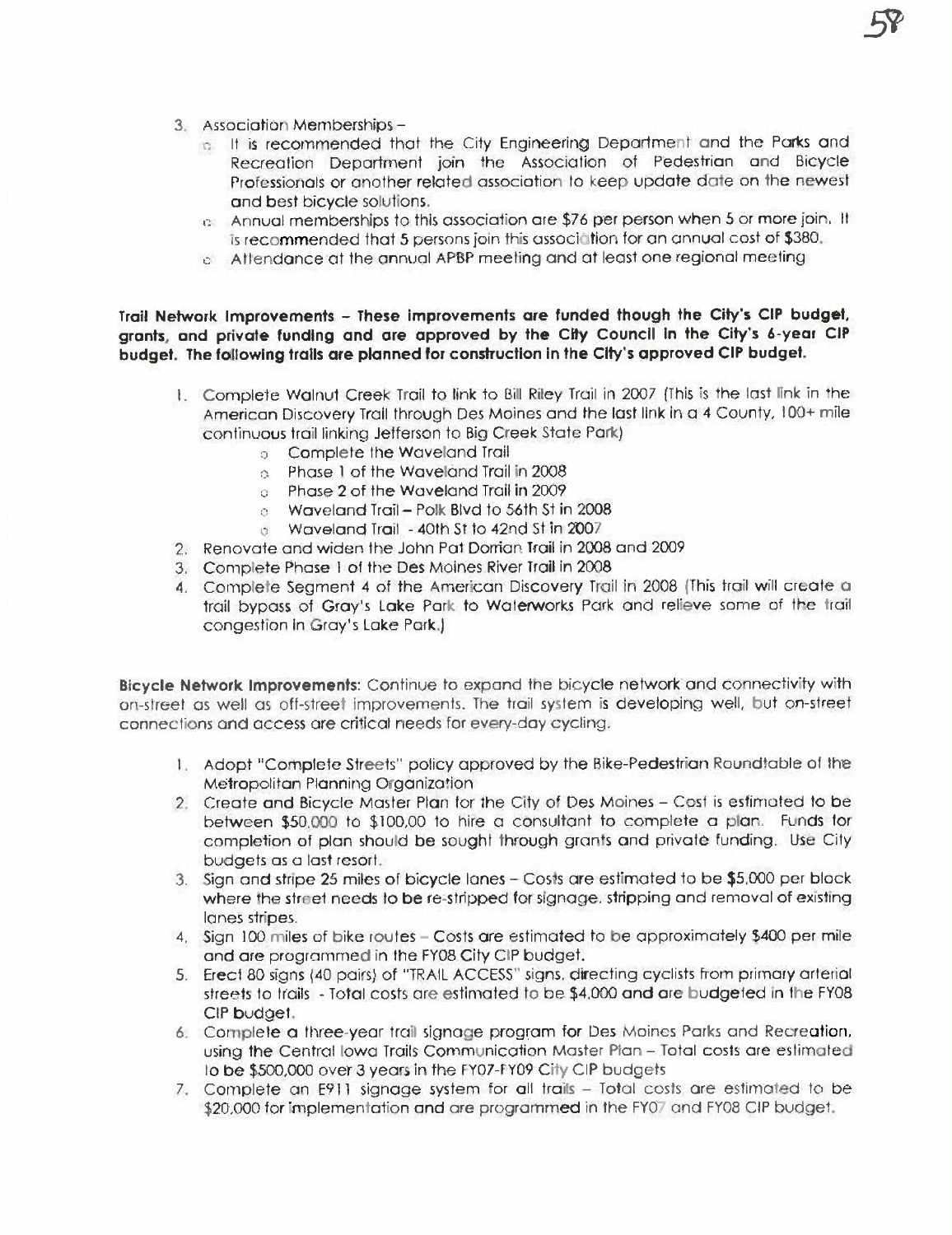3. Association Memberships –
   - It is recommended that the City Engineering Department and the Parks and Recreation Department join the Association of Pedestrian and Bicycle Professionals or another related association to keep update date on the newest and best bicycle solutions.
   - Annual memberships to this association are $76 per person when 5 or more join. It is recommended that 5 persons join this association for an annual cost of $380.
   - Attendance at the annual APBP meeting and at least one regional meeting

**Trail Network Improvements – These improvements are funded though the City's CIP budget, grants, and private funding and are approved by the City Council in the City's 6-year CIP budget. The following trails are planned for construction in the City's approved CIP budget.**

1. Complete Walnut Creek Trail to link to Bill Riley Trail in 2007 (This is the last link in the American Discovery Trail through Des Moines and the last link in a 4 County, 100+ mile continuous trail linking Jefferson to Big Creek State Park)
   - Complete the Waveland Trail
   - Phase 1 of the Waveland Trail in 2008
   - Phase 2 of the Waveland Trail in 2009
   - Waveland Trail – Polk Blvd to 56th St in 2008
   - Waveland Trail - 40th St to 42nd St in 2007
2. Renovate and widen the John Pat Dorrian Trail in 2008 and 2009
3. Complete Phase 1 of the Des Moines River Trail in 2008
4. Complete Segment 4 of the American Discovery Trail in 2008 (This trail will create a trail bypass of Gray's Lake Park to Waterworks Park and relieve some of the trail congestion in Gray's Lake Park.)

**Bicycle Network Improvements**: Continue to expand the bicycle network and connectivity with on-street as well as off-street improvements. The trail system is developing well, but on-street connections and access are critical needs for every-day cycling.

1. Adopt "Complete Streets" policy approved by the Bike-Pedestrian Roundtable of the Metropolitan Planning Organization
2. Create and Bicycle Master Plan for the City of Des Moines – Cost is estimated to be between $50,000 to $100,00 to hire a consultant to complete a plan. Funds for completion of plan should be sought through grants and private funding. Use City budgets as a last resort.
3. Sign and stripe 25 miles of bicycle lanes – Costs are estimated to be $5,000 per block where the street needs to be re-stripped for signage, stripping and removal of existing lanes stripes.
4. Sign 100 miles of bike routes – Costs are estimated to be approximately $400 per mile and are programmed in the FY08 City CIP budget.
5. Erect 80 signs (40 pairs) of "TRAIL ACCESS" signs, directing cyclists from primary arterial streets to trails - Total costs are estimated to be $4,000 and are budgeted in the FY08 CIP budget.
6. Complete a three-year trail signage program for Des Moines Parks and Recreation, using the Central Iowa Trails Communication Master Plan – Total costs are estimated to be $500,000 over 3 years in the FY07-FY09 City CIP budgets
7. Complete an E911 signage system for all trails – Total costs are estimated to be $20,000 for implementation and are programmed in the FY07 and FY08 CIP budget.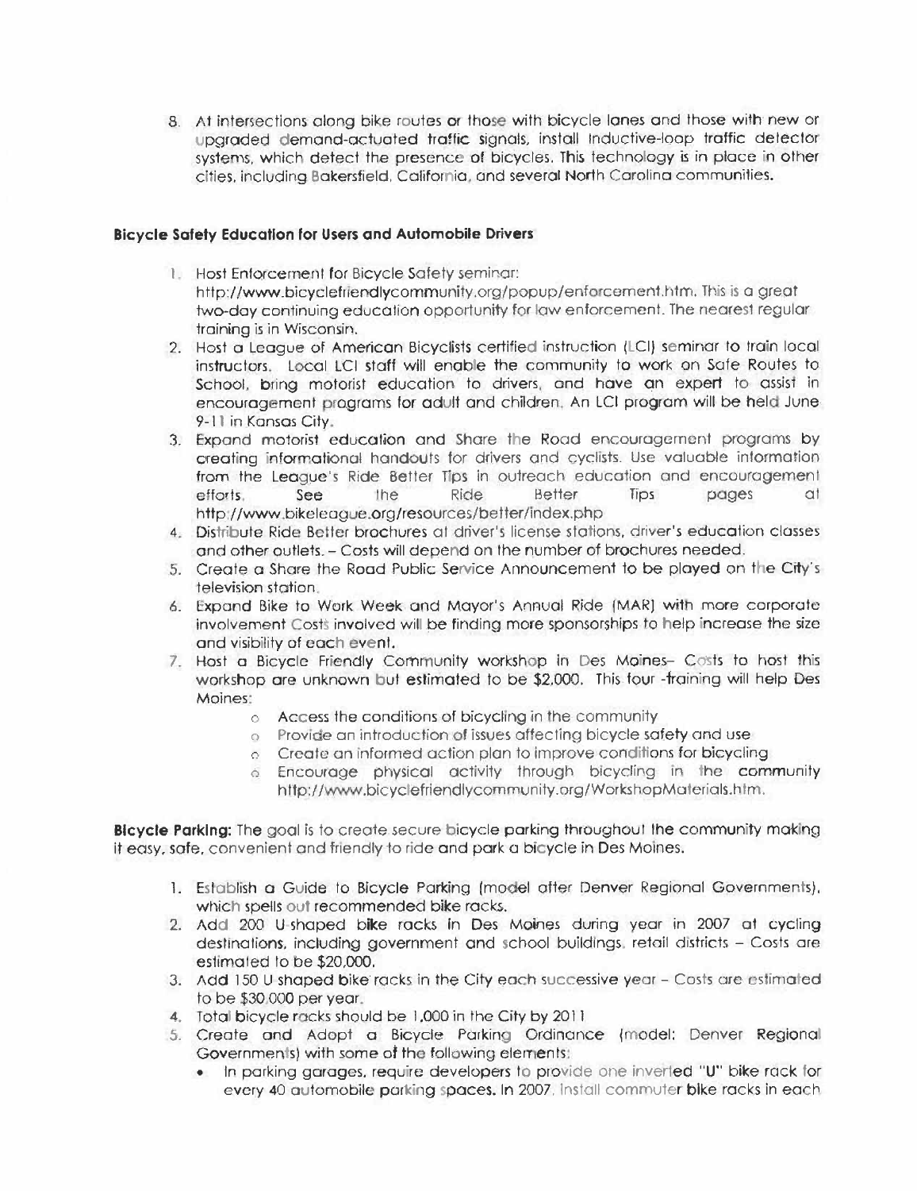8. At intersections along bike routes or those with bicycle lanes and those with new or upgraded demand-actuated traffic signals, install inductive-loop traffic detector systems, which detect the presence of bicycles. This technology is in place in other cities, including Bakersfield, California, and several North Carolina communities.

**Bicycle Safety Education for Users and Automobile Drivers**

1. Host Enforcement for Bicycle Safety seminar: http://www.bicyclefriendlycommunity.org/popup/enforcement.htm. This is a great two-day continuing education opportunity for law enforcement. The nearest regular training is in Wisconsin.
2. Host a League of American Bicyclists certified instruction (LCI) seminar to train local instructors. Local LCI staff will enable the community to work on Safe Routes to School, bring motorist education to drivers, and have an expert to assist in encouragement programs for adult and children. An LCI program will be held June 9-11 in Kansas City.
3. Expand motorist education and Share the Road encouragement programs by creating informational handouts for drivers and cyclists. Use valuable information from the League's Ride Better Tips in outreach education and encouragement efforts. See the Ride Better Tips pages at http://www.bikeleague.org/resources/better/index.php
4. Distribute Ride Better brochures at driver's license stations, driver's education classes and other outlets. – Costs will depend on the number of brochures needed.
5. Create a Share the Road Public Service Announcement to be played on the City's television station.
6. Expand Bike to Work Week and Mayor's Annual Ride (MAR) with more corporate involvement Costs involved will be finding more sponsorships to help increase the size and visibility of each event.
7. Host a Bicycle Friendly Community workshop in Des Moines– Costs to host this workshop are unknown but estimated to be $2,000. This four -training will help Des Moines:
    - Access the conditions of bicycling in the community
    - Provide an introduction of issues affecting bicycle safety and use
    - Create an informed action plan to improve conditions for bicycling
    - Encourage physical activity through bicycling in the community http://www.bicyclefriendlycommunity.org/WorkshopMaterials.htm.

**Bicycle Parking:** The goal is to create secure bicycle parking throughout the community making it easy, safe, convenient and friendly to ride and park a bicycle in Des Moines.

1. Establish a Guide to Bicycle Parking (model after Denver Regional Governments), which spells out recommended bike racks.
2. Add 200 U-shaped bike racks in Des Moines during year in 2007 at cycling destinations, including government and school buildings, retail districts – Costs are estimated to be $20,000.
3. Add 150 U shaped bike racks in the City each successive year – Costs are estimated to be $30,000 per year.
4. Total bicycle racks should be 1,000 in the City by 2011
5. Create and Adopt a Bicycle Parking Ordinance (model: Denver Regional Governments) with some of the following elements:
    - In parking garages, require developers to provide one inverted "U" bike rack for every 40 automobile parking spaces. In 2007, install commuter bike racks in each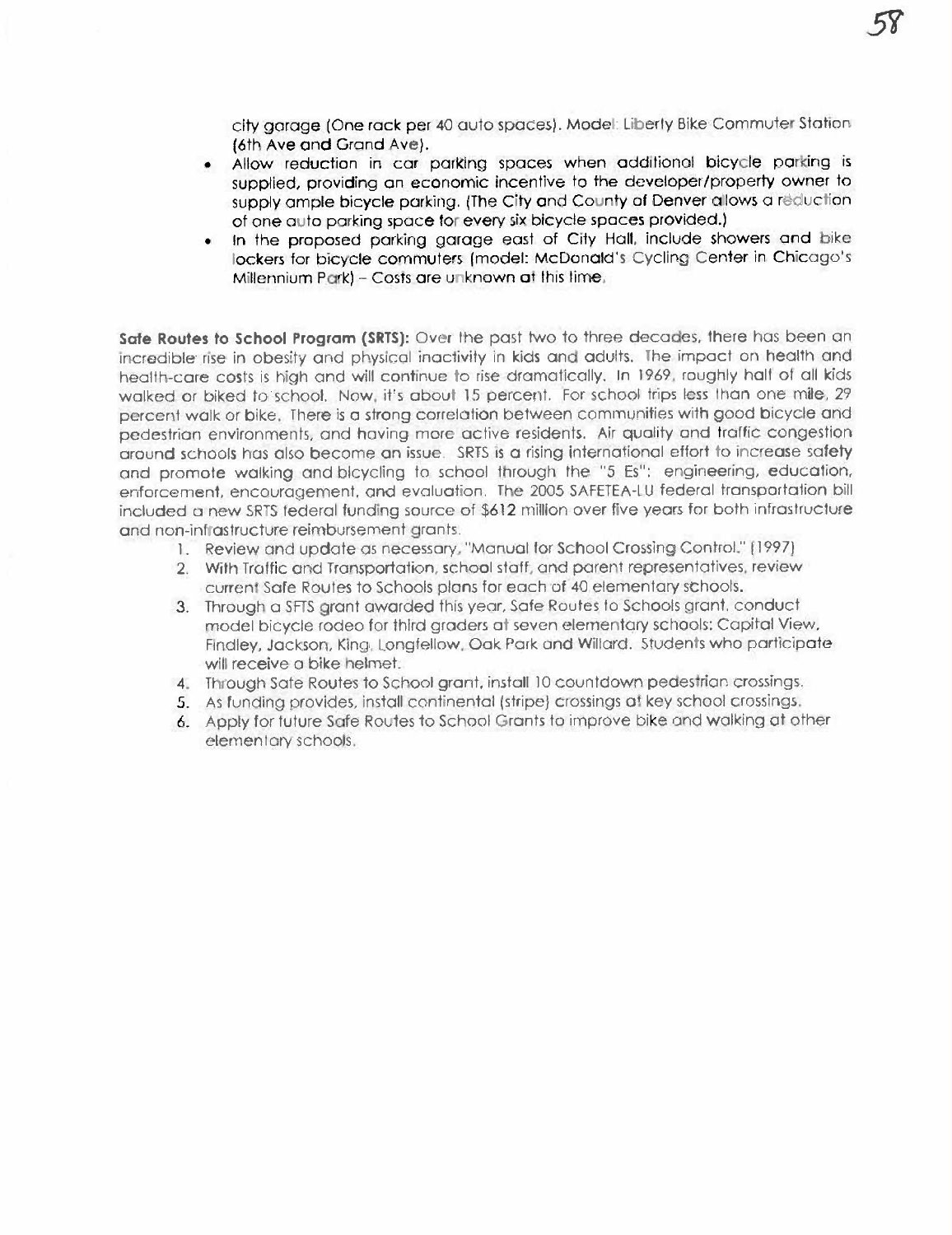city garage (One rack per 40 auto spaces). Model: Liberty Bike Commuter Station (6th Ave and Grand Ave).

- Allow reduction in car parking spaces when additional bicycle parking is supplied, providing an economic incentive to the developer/property owner to supply ample bicycle parking. (The City and County of Denver allows a reduction of one auto parking space for every six bicycle spaces provided.)
- In the proposed parking garage east of City Hall, include showers and bike lockers for bicycle commuters (model: McDonald's Cycling Center in Chicago's Millennium Park) – Costs are unknown at this time.

**Safe Routes to School Program (SRTS):** Over the past two to three decades, there has been an incredible rise in obesity and physical inactivity in kids and adults. The impact on health and health-care costs is high and will continue to rise dramatically. In 1969, roughly half of all kids walked or biked to school. Now, it's about 15 percent. For school trips less than one mile, 29 percent walk or bike. There is a strong correlation between communities with good bicycle and pedestrian environments, and having more active residents. Air quality and traffic congestion around schools has also become an issue. SRTS is a rising international effort to increase safety and promote walking and bicycling to school through the "5 Es": engineering, education, enforcement, encouragement, and evaluation. The 2005 SAFETEA-LU federal transportation bill included a new SRTS federal funding source of $612 million over five years for both infrastructure and non-infrastructure reimbursement grants.

1. Review and update as necessary, "Manual for School Crossing Control." (1997)
2. With Traffic and Transportation, school staff, and parent representatives, review current Safe Routes to Schools plans for each of 40 elementary schools.
3. Through a SFTS grant awarded this year, Safe Routes to Schools grant, conduct model bicycle rodeo for third graders at seven elementary schools: Capitol View, Findley, Jackson, King, Longfellow, Oak Park and Willard. Students who participate will receive a bike helmet.
4. Through Safe Routes to School grant, install 10 countdown pedestrian crossings.
5. As funding provides, install continental (stripe) crossings at key school crossings.
6. Apply for future Safe Routes to School Grants to improve bike and walking at other elementary schools.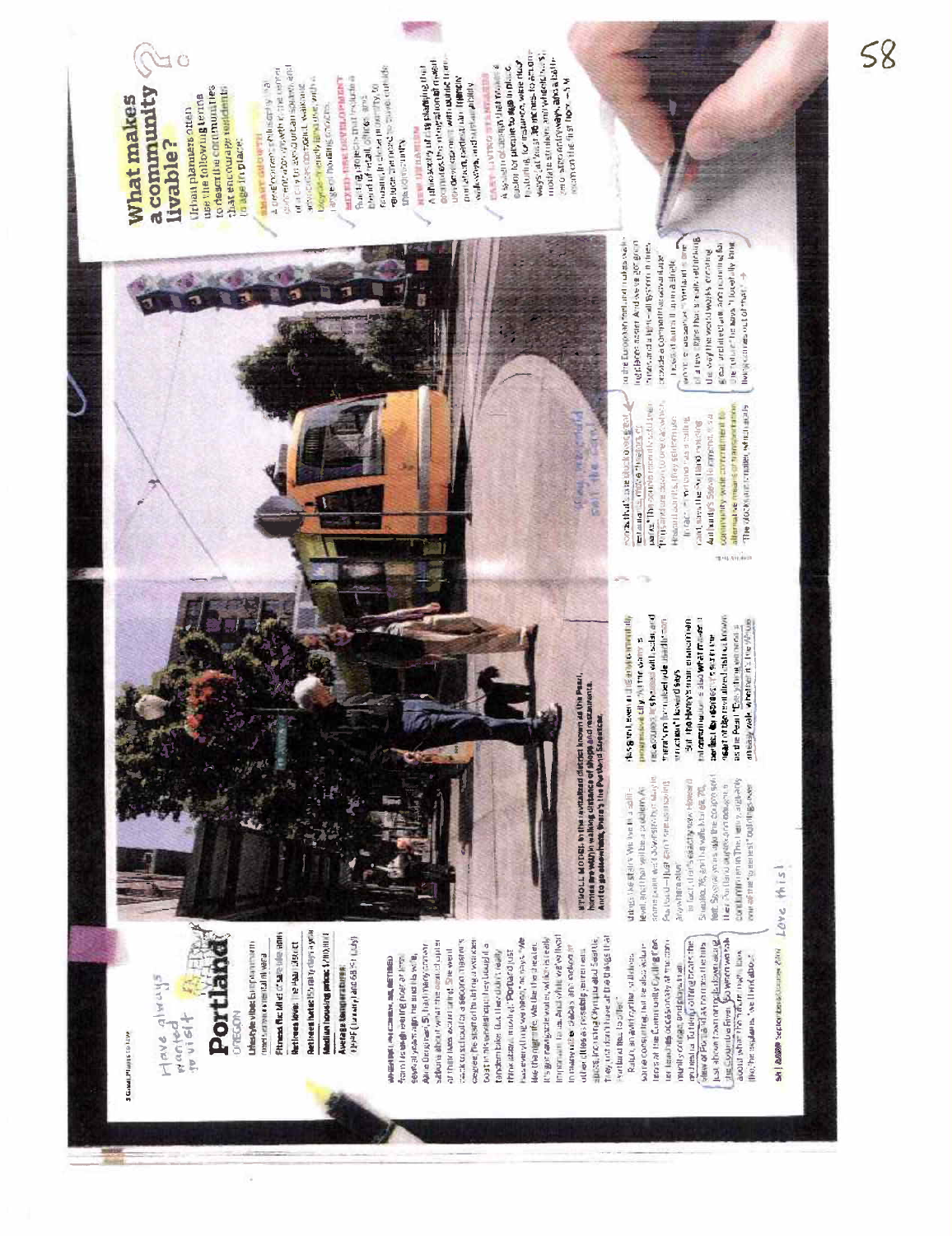# Portland

OREGON

**Lifestyle vibe:**

**Fitness facilities:**

**Retirees love:** The Pearl District

**Retirees hate:**

**Median housing prices:**

**Average temperatures:**

STROLL MODEL: In the revitalized district known as the Pearl, homes are within walking distance of shops and restaurants. And to go elsewhere, there's the Portland Streetcar.

## What makes a community livable?

Urban planners often use the following terms to describe the communities that encourage residents to age in place:

**SMART GROWTH**
A development philosophy that concentrates growth in the center of a city to avoid urban sprawl and advocates compact, walkable, bicycle-friendly land use, with a range of housing choices.

**MIXED-USE DEVELOPMENT**
Buildings or projects that include a blend of retail, offices and housing, increasing the opportunity to reduce the need to travel outside the community.

**NEW URBANISM**

**EASY LIVING STANDARDS**
A system of design that makes it easier for people to age in place, featuring, for instance, wide doorways (at least 36 inches) to accommodate strollers and wheelchairs, and a bathroom on the first floor. —S.M.